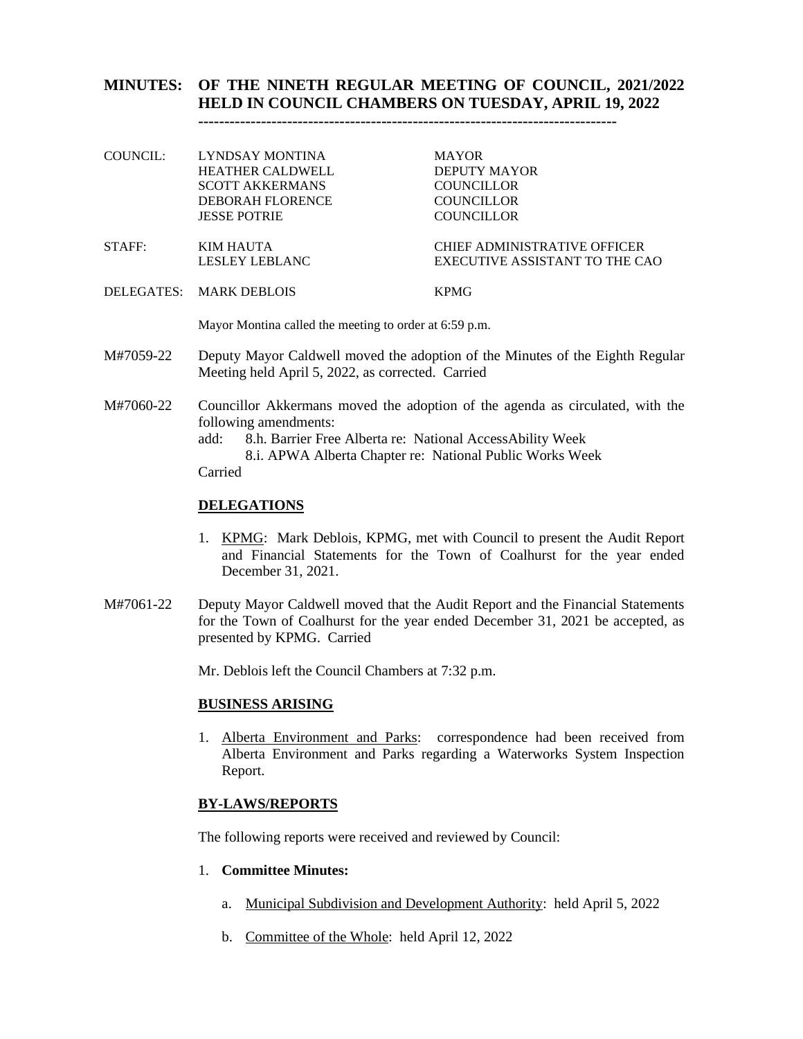# MINUTES: OF THE NINETH REGULAR MEETING OF COUNCIL, 2021/2022 HELD IN COUNCIL CHAMBERS ON TUESDAY, APRIL 19, 2022

---

| | | |
|---|---|---|
| COUNCIL: | LYNDSAY MONTINA | MAYOR |
| | HEATHER CALDWELL | DEPUTY MAYOR |
| | SCOTT AKKERMANS | COUNCILLOR |
| | DEBORAH FLORENCE | COUNCILLOR |
| | JESSE POTRIE | COUNCILLOR |
| STAFF: | KIM HAUTA | CHIEF ADMINISTRATIVE OFFICER |
| | LESLEY LEBLANC | EXECUTIVE ASSISTANT TO THE CAO |
| DELEGATES: | MARK DEBLOIS | KPMG |

Mayor Montina called the meeting to order at 6:59 p.m.

M#7059-22 Deputy Mayor Caldwell moved the adoption of the Minutes of the Eighth Regular Meeting held April 5, 2022, as corrected. Carried

M#7060-22 Councillor Akkermans moved the adoption of the agenda as circulated, with the following amendments:
add: 8.h. Barrier Free Alberta re: National AccessAbility Week
8.i. APWA Alberta Chapter re: National Public Works Week
Carried

## DELEGATIONS

1. KPMG: Mark Deblois, KPMG, met with Council to present the Audit Report and Financial Statements for the Town of Coalhurst for the year ended December 31, 2021.

M#7061-22 Deputy Mayor Caldwell moved that the Audit Report and the Financial Statements for the Town of Coalhurst for the year ended December 31, 2021 be accepted, as presented by KPMG. Carried

Mr. Deblois left the Council Chambers at 7:32 p.m.

## BUSINESS ARISING

1. Alberta Environment and Parks: correspondence had been received from Alberta Environment and Parks regarding a Waterworks System Inspection Report.

## BY-LAWS/REPORTS

The following reports were received and reviewed by Council:

1. **Committee Minutes:**
   a. Municipal Subdivision and Development Authority: held April 5, 2022
   b. Committee of the Whole: held April 12, 2022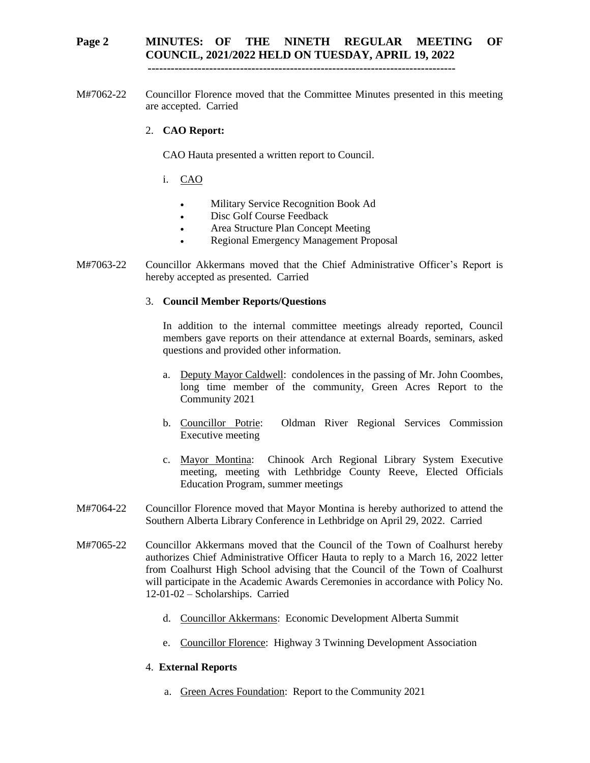M#7062-22 Councillor Florence moved that the Committee Minutes presented in this meeting are accepted. Carried

2. **CAO Report:**

CAO Hauta presented a written report to Council.

i. CAO

- Military Service Recognition Book Ad
- Disc Golf Course Feedback
- Area Structure Plan Concept Meeting
- Regional Emergency Management Proposal

M#7063-22 Councillor Akkermans moved that the Chief Administrative Officer's Report is hereby accepted as presented. Carried

3. **Council Member Reports/Questions**

In addition to the internal committee meetings already reported, Council members gave reports on their attendance at external Boards, seminars, asked questions and provided other information.

a. Deputy Mayor Caldwell: condolences in the passing of Mr. John Coombes, long time member of the community, Green Acres Report to the Community 2021

b. Councillor Potrie: Oldman River Regional Services Commission Executive meeting

c. Mayor Montina: Chinook Arch Regional Library System Executive meeting, meeting with Lethbridge County Reeve, Elected Officials Education Program, summer meetings

M#7064-22 Councillor Florence moved that Mayor Montina is hereby authorized to attend the Southern Alberta Library Conference in Lethbridge on April 29, 2022. Carried

M#7065-22 Councillor Akkermans moved that the Council of the Town of Coalhurst hereby authorizes Chief Administrative Officer Hauta to reply to a March 16, 2022 letter from Coalhurst High School advising that the Council of the Town of Coalhurst will participate in the Academic Awards Ceremonies in accordance with Policy No. 12-01-02 – Scholarships. Carried

d. Councillor Akkermans: Economic Development Alberta Summit

e. Councillor Florence: Highway 3 Twinning Development Association

4. **External Reports**

a. Green Acres Foundation: Report to the Community 2021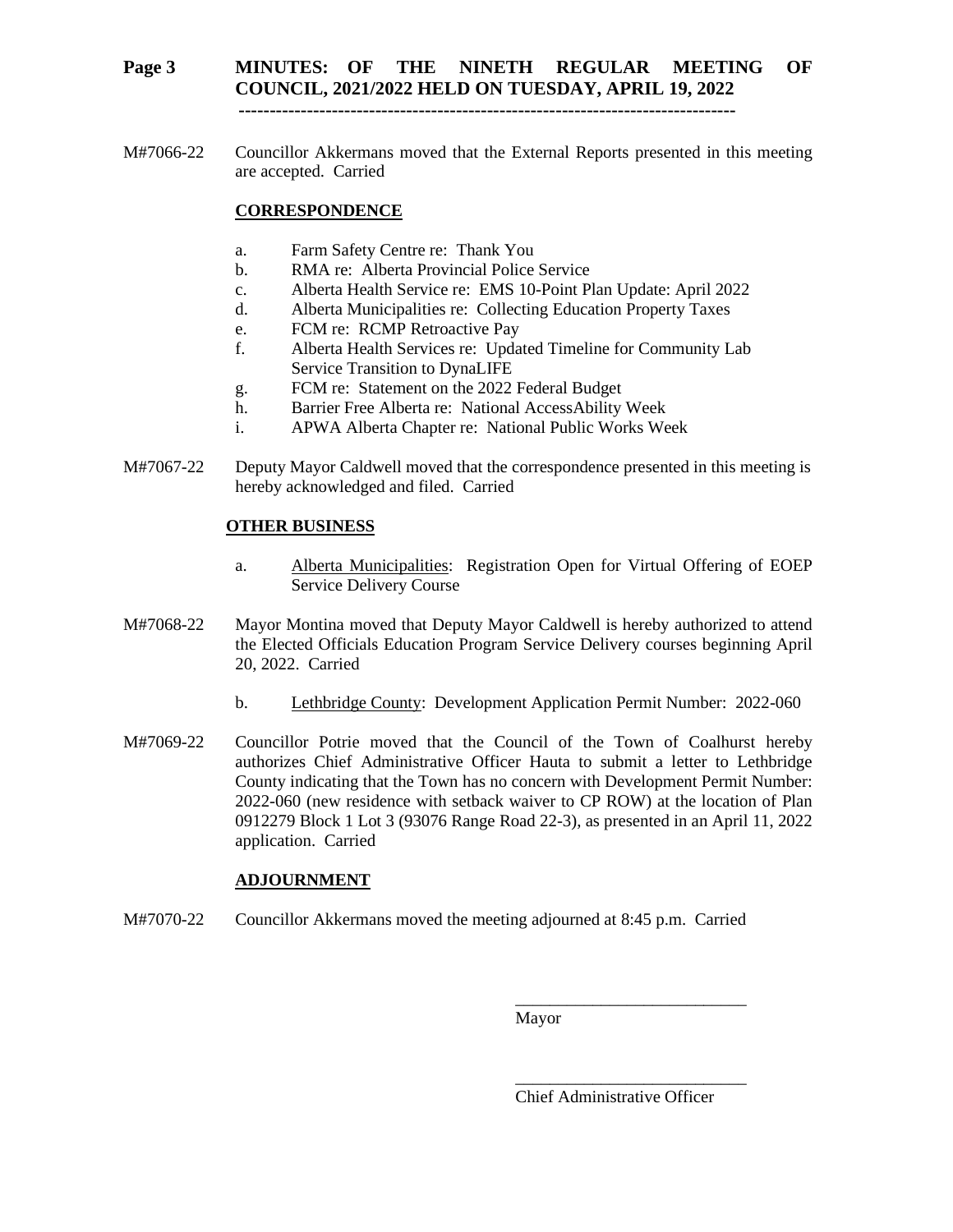M#7066-22 Councillor Akkermans moved that the External Reports presented in this meeting are accepted. Carried

**CORRESPONDENCE**

a. Farm Safety Centre re: Thank You
b. RMA re: Alberta Provincial Police Service
c. Alberta Health Service re: EMS 10-Point Plan Update: April 2022
d. Alberta Municipalities re: Collecting Education Property Taxes
e. FCM re: RCMP Retroactive Pay
f. Alberta Health Services re: Updated Timeline for Community Lab Service Transition to DynaLIFE
g. FCM re: Statement on the 2022 Federal Budget
h. Barrier Free Alberta re: National AccessAbility Week
i. APWA Alberta Chapter re: National Public Works Week

M#7067-22 Deputy Mayor Caldwell moved that the correspondence presented in this meeting is hereby acknowledged and filed. Carried

**OTHER BUSINESS**

a. Alberta Municipalities: Registration Open for Virtual Offering of EOEP Service Delivery Course

M#7068-22 Mayor Montina moved that Deputy Mayor Caldwell is hereby authorized to attend the Elected Officials Education Program Service Delivery courses beginning April 20, 2022. Carried

b. Lethbridge County: Development Application Permit Number: 2022-060

M#7069-22 Councillor Potrie moved that the Council of the Town of Coalhurst hereby authorizes Chief Administrative Officer Hauta to submit a letter to Lethbridge County indicating that the Town has no concern with Development Permit Number: 2022-060 (new residence with setback waiver to CP ROW) at the location of Plan 0912279 Block 1 Lot 3 (93076 Range Road 22-3), as presented in an April 11, 2022 application. Carried

**ADJOURNMENT**

M#7070-22 Councillor Akkermans moved the meeting adjourned at 8:45 p.m. Carried

___________________________
Mayor

___________________________
Chief Administrative Officer